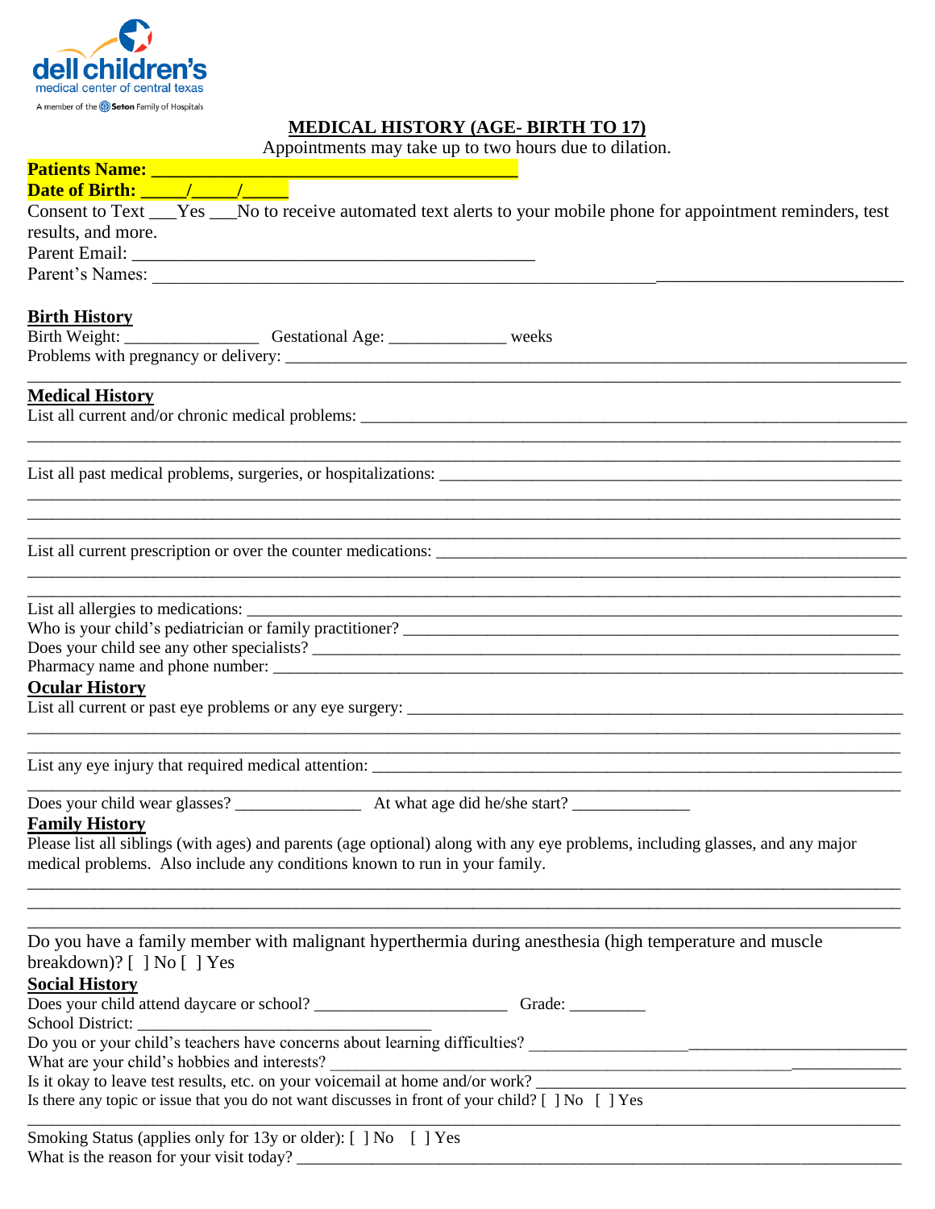dell children's
medical center of central texas
A member of the Seton Family of Hospitals

# MEDICAL HISTORY (AGE- BIRTH TO 17)

Appointments may take up to two hours due to dilation.

**Patients Name: ________________________________________**

**Date of Birth: _____/_____/_____**

Consent to Text ___Yes ___No to receive automated text alerts to your mobile phone for appointment reminders, test results, and more.

Parent Email: ____________________________________________

Parent's Names: ________________________________________________________________________________

## Birth History

Birth Weight: _______________ Gestational Age: _____________ weeks

Problems with pregnancy or delivery: ___________________________________________________________________

_____________________________________________________________________________________________

## Medical History

List all current and/or chronic medical problems: _____________________________________________________________

_____________________________________________________________________________________________

_____________________________________________________________________________________________

List all past medical problems, surgeries, or hospitalizations: _____________________________________________________

_____________________________________________________________________________________________

_____________________________________________________________________________________________

_____________________________________________________________________________________________

List all current prescription or over the counter medications: _____________________________________________________

_____________________________________________________________________________________________

_____________________________________________________________________________________________

List all allergies to medications: ______________________________________________________________________

Who is your child's pediatrician or family practitioner? ______________________________________________________

Does your child see any other specialists? _______________________________________________________________

Pharmacy name and phone number: ___________________________________________________________________

## Ocular History

List all current or past eye problems or any eye surgery: ____________________________________________________

_____________________________________________________________________________________________

_____________________________________________________________________________________________

List any eye injury that required medical attention: _________________________________________________________

_____________________________________________________________________________________________

Does your child wear glasses? ______________ At what age did he/she start? _____________

## Family History

Please list all siblings (with ages) and parents (age optional) along with any eye problems, including glasses, and any major medical problems. Also include any conditions known to run in your family.

_____________________________________________________________________________________________

_____________________________________________________________________________________________

_____________________________________________________________________________________________

Do you have a family member with malignant hyperthermia during anesthesia (high temperature and muscle breakdown)? [ ] No [ ] Yes

## Social History

Does your child attend daycare or school? ______________________ Grade: _________

School District: __________________________________

Do you or your child's teachers have concerns about learning difficulties? _____________________________________________

What are your child's hobbies and interests? ___________________________________________________________

Is it okay to leave test results, etc. on your voicemail at home and/or work? ___________________________________________

Is there any topic or issue that you do not want discusses in front of your child? [ ] No [ ] Yes

_____________________________________________________________________________________________

Smoking Status (applies only for 13y or older): [ ] No [ ] Yes

What is the reason for your visit today? _________________________________________________________________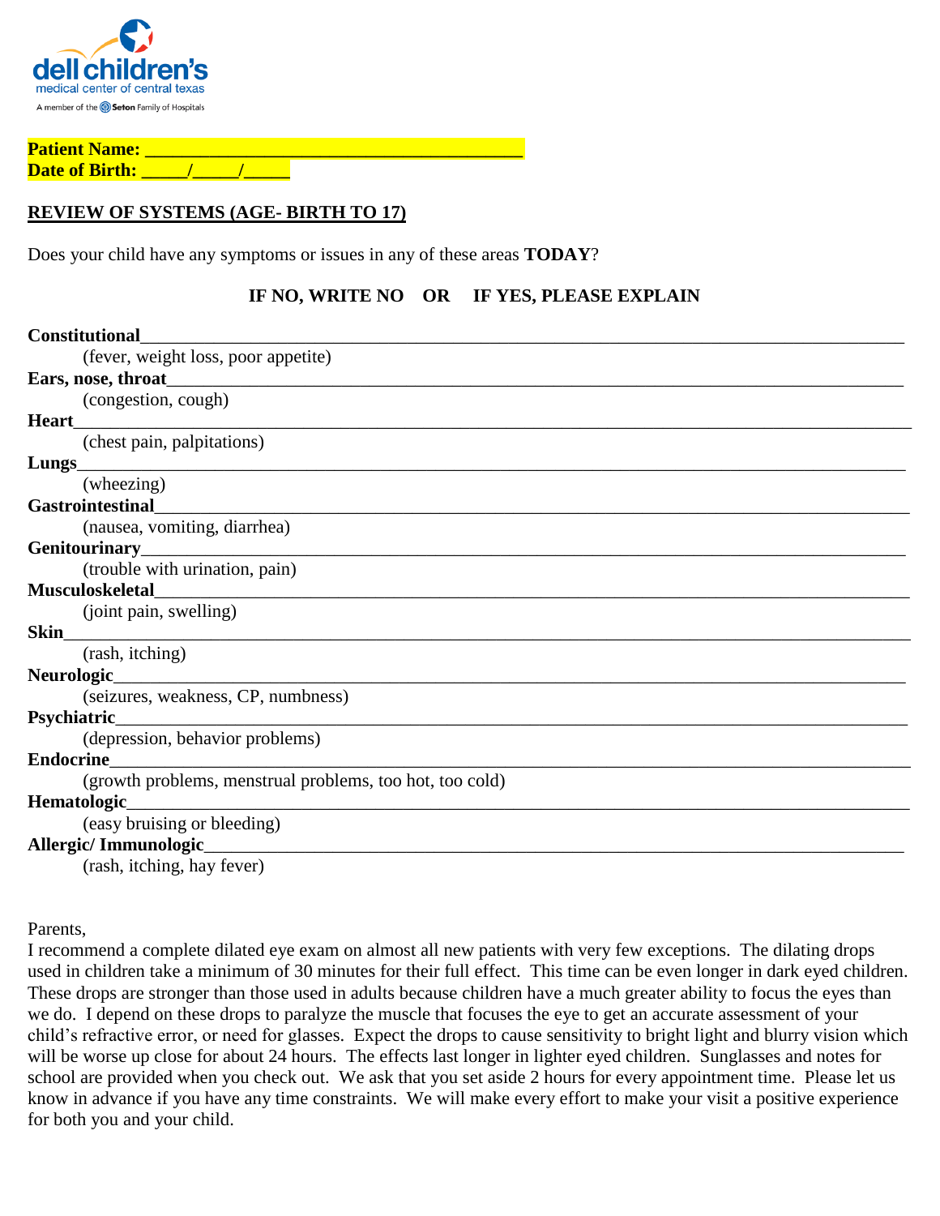dell children's
medical center of central texas
A member of the Seton Family of Hospitals

**Patient Name: ________________________________________**
**Date of Birth: _____/_____/_____**

**REVIEW OF SYSTEMS (AGE- BIRTH TO 17)**

Does your child have any symptoms or issues in any of these areas **TODAY**?

**IF NO, WRITE NO OR IF YES, PLEASE EXPLAIN**

**Constitutional**________________________________________________
(fever, weight loss, poor appetite)

**Ears, nose, throat**________________________________________________
(congestion, cough)

**Heart**________________________________________________
(chest pain, palpitations)

**Lungs**________________________________________________
(wheezing)

**Gastrointestinal**________________________________________________
(nausea, vomiting, diarrhea)

**Genitourinary**________________________________________________
(trouble with urination, pain)

**Musculoskeletal**________________________________________________
(joint pain, swelling)

**Skin**________________________________________________
(rash, itching)

**Neurologic**________________________________________________
(seizures, weakness, CP, numbness)

**Psychiatric**________________________________________________
(depression, behavior problems)

**Endocrine**________________________________________________
(growth problems, menstrual problems, too hot, too cold)

**Hematologic**________________________________________________
(easy bruising or bleeding)

**Allergic/ Immunologic**________________________________________________
(rash, itching, hay fever)

Parents,

I recommend a complete dilated eye exam on almost all new patients with very few exceptions. The dilating drops used in children take a minimum of 30 minutes for their full effect. This time can be even longer in dark eyed children. These drops are stronger than those used in adults because children have a much greater ability to focus the eyes than we do. I depend on these drops to paralyze the muscle that focuses the eye to get an accurate assessment of your child's refractive error, or need for glasses. Expect the drops to cause sensitivity to bright light and blurry vision which will be worse up close for about 24 hours. The effects last longer in lighter eyed children. Sunglasses and notes for school are provided when you check out. We ask that you set aside 2 hours for every appointment time. Please let us know in advance if you have any time constraints. We will make every effort to make your visit a positive experience for both you and your child.